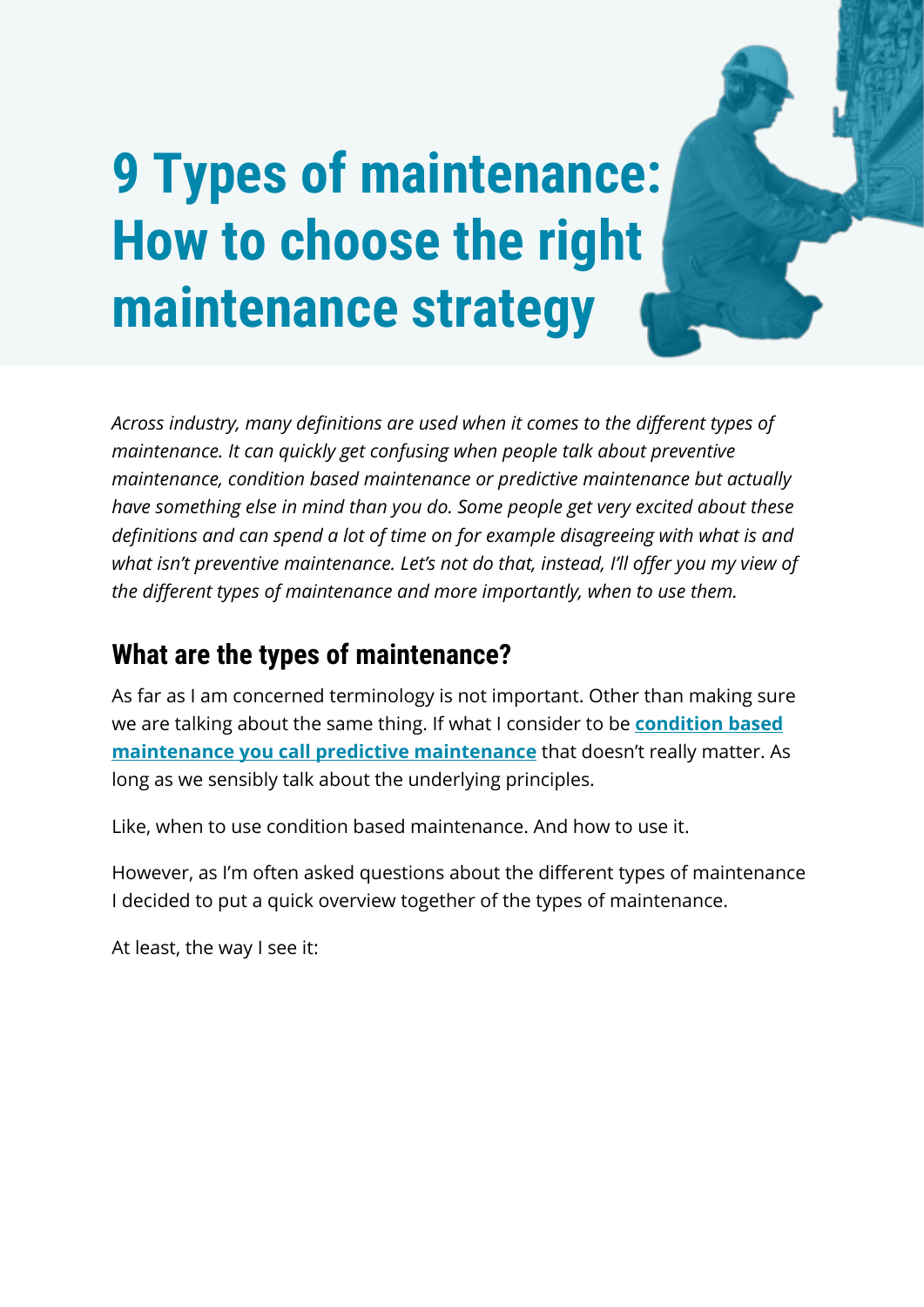# 9 Types of maintenance: How to choose the right maintenance strategy

*Across industry, many definitions are used when it comes to the different types of maintenance. It can quickly get confusing when people talk about preventive maintenance, condition based maintenance or predictive maintenance but actually have something else in mind than you do. Some people get very excited about these definitions and can spend a lot of time on for example disagreeing with what is and what isn't preventive maintenance. Let's not do that, instead, I'll offer you my view of the different types of maintenance and more importantly, when to use them.*

## What are the types of maintenance?

As far as I am concerned terminology is not important. Other than making sure we are talking about the same thing. If what I consider to be **condition based maintenance you call predictive maintenance** that doesn't really matter. As long as we sensibly talk about the underlying principles.

Like, when to use condition based maintenance. And how to use it.

However, as I'm often asked questions about the different types of maintenance I decided to put a quick overview together of the types of maintenance.

At least, the way I see it: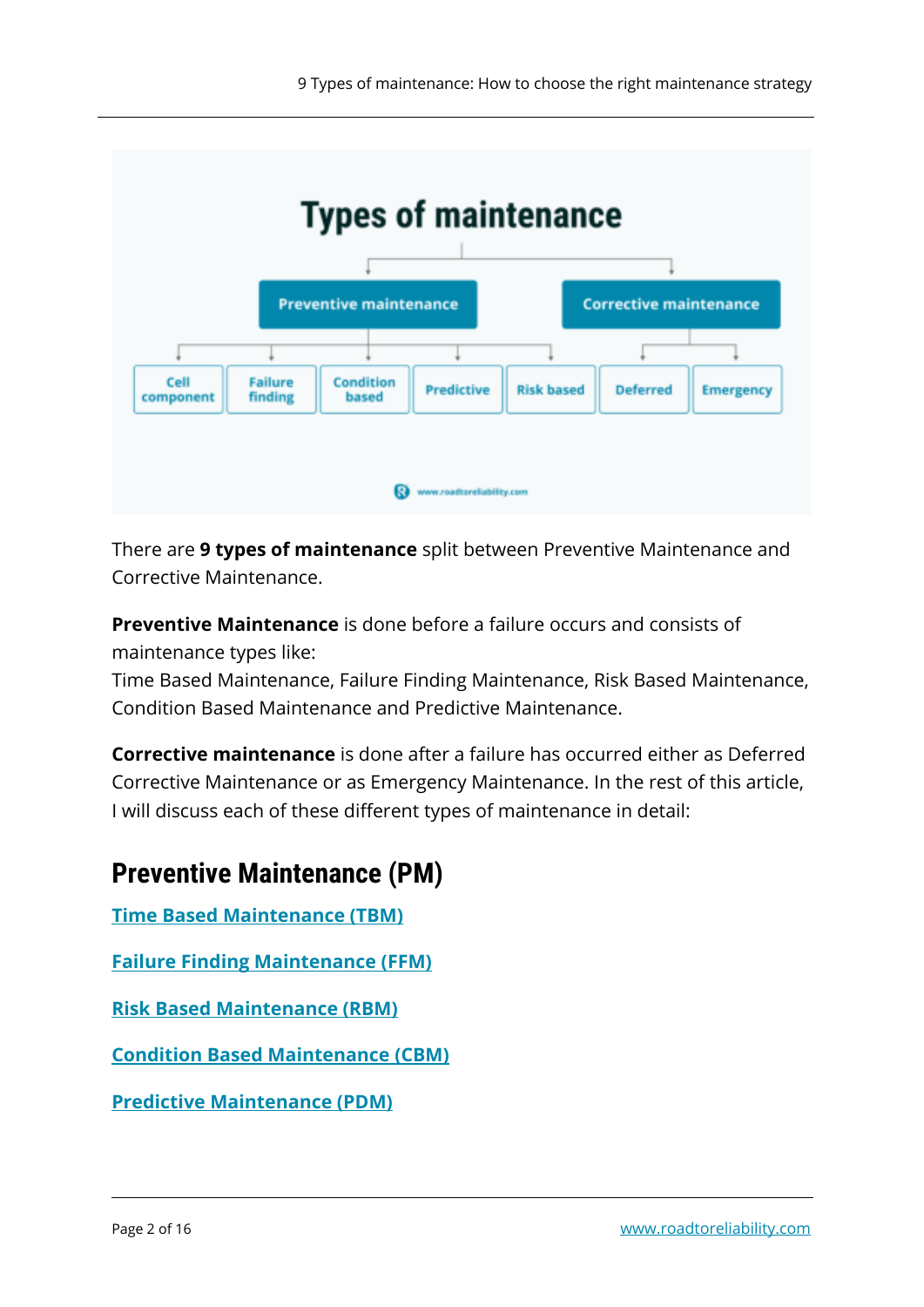Types of maintenance

- Preventive maintenance
  - Cell component
  - Failure finding
  - Condition based
  - Predictive
  - Risk based
- Corrective maintenance
  - Deferred
  - Emergency

www.roadtoreliability.com

There are **9 types of maintenance** split between Preventive Maintenance and Corrective Maintenance.

**Preventive Maintenance** is done before a failure occurs and consists of maintenance types like:
Time Based Maintenance, Failure Finding Maintenance, Risk Based Maintenance, Condition Based Maintenance and Predictive Maintenance.

**Corrective maintenance** is done after a failure has occurred either as Deferred Corrective Maintenance or as Emergency Maintenance. In the rest of this article, I will discuss each of these different types of maintenance in detail:

## Preventive Maintenance (PM)

Time Based Maintenance (TBM)

Failure Finding Maintenance (FFM)

Risk Based Maintenance (RBM)

Condition Based Maintenance (CBM)

Predictive Maintenance (PDM)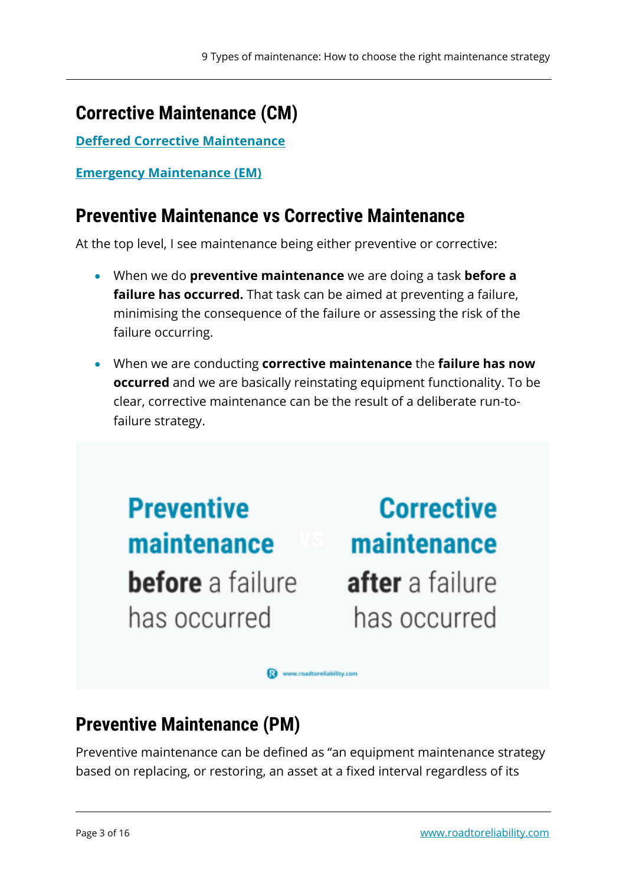## Corrective Maintenance (CM)

[Deffered Corrective Maintenance](#)

[Emergency Maintenance (EM)](#)

## Preventive Maintenance vs Corrective Maintenance

At the top level, I see maintenance being either preventive or corrective:

- When we do **preventive maintenance** we are doing a task **before a failure has occurred.** That task can be aimed at preventing a failure, minimising the consequence of the failure or assessing the risk of the failure occurring.
- When we are conducting **corrective maintenance** the **failure has now occurred** and we are basically reinstating equipment functionality. To be clear, corrective maintenance can be the result of a deliberate run-to-failure strategy.

**Preventive maintenance**
**before** a failure has occurred

vs

**Corrective maintenance**
**after** a failure has occurred

www.roadtoreliability.com

## Preventive Maintenance (PM)

Preventive maintenance can be defined as "an equipment maintenance strategy based on replacing, or restoring, an asset at a fixed interval regardless of its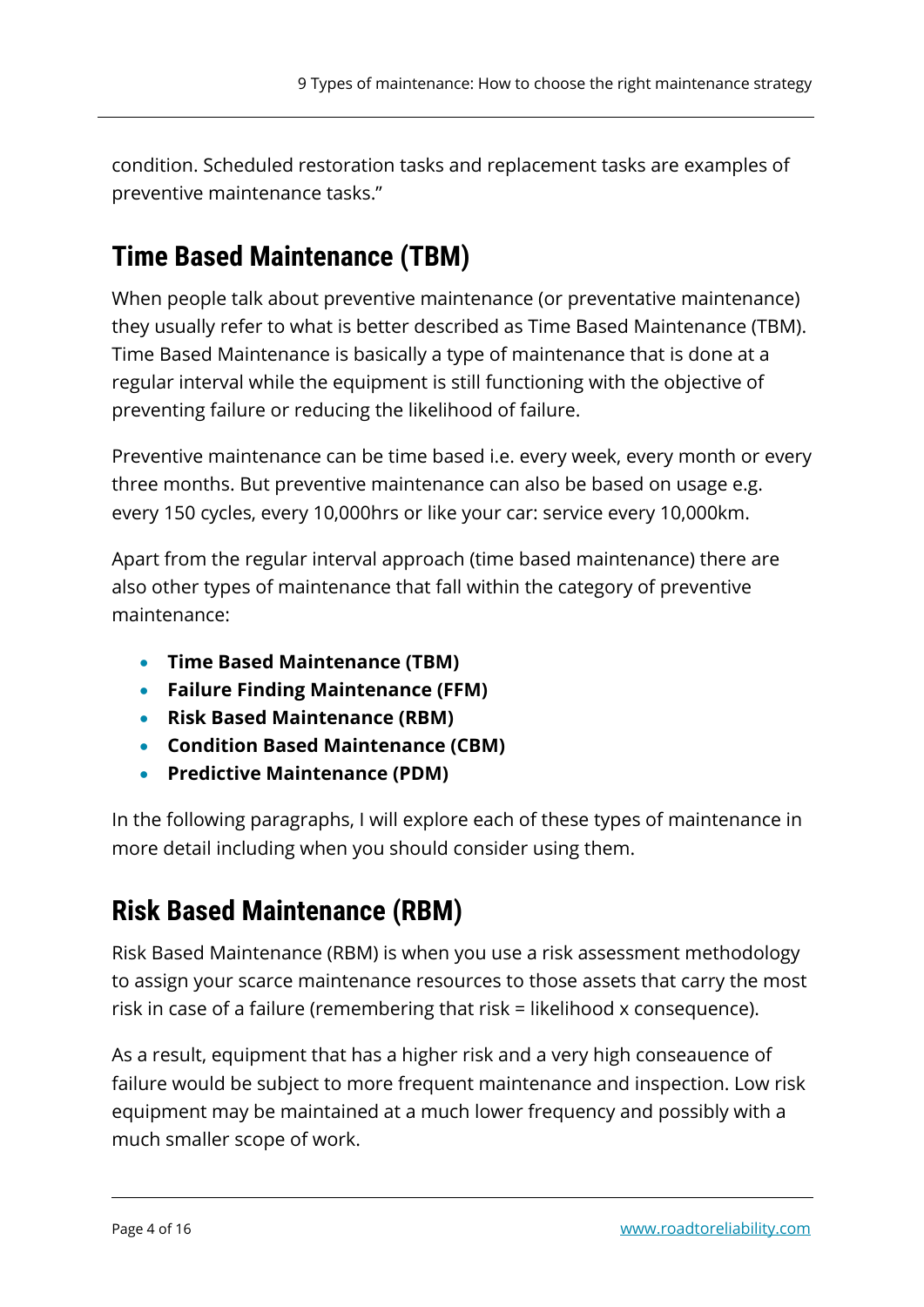condition. Scheduled restoration tasks and replacement tasks are examples of preventive maintenance tasks."

## Time Based Maintenance (TBM)

When people talk about preventive maintenance (or preventative maintenance) they usually refer to what is better described as Time Based Maintenance (TBM). Time Based Maintenance is basically a type of maintenance that is done at a regular interval while the equipment is still functioning with the objective of preventing failure or reducing the likelihood of failure.

Preventive maintenance can be time based i.e. every week, every month or every three months. But preventive maintenance can also be based on usage e.g. every 150 cycles, every 10,000hrs or like your car: service every 10,000km.

Apart from the regular interval approach (time based maintenance) there are also other types of maintenance that fall within the category of preventive maintenance:

- **Time Based Maintenance (TBM)**
- **Failure Finding Maintenance (FFM)**
- **Risk Based Maintenance (RBM)**
- **Condition Based Maintenance (CBM)**
- **Predictive Maintenance (PDM)**

In the following paragraphs, I will explore each of these types of maintenance in more detail including when you should consider using them.

## Risk Based Maintenance (RBM)

Risk Based Maintenance (RBM) is when you use a risk assessment methodology to assign your scarce maintenance resources to those assets that carry the most risk in case of a failure (remembering that risk = likelihood x consequence).

As a result, equipment that has a higher risk and a very high conseauence of failure would be subject to more frequent maintenance and inspection. Low risk equipment may be maintained at a much lower frequency and possibly with a much smaller scope of work.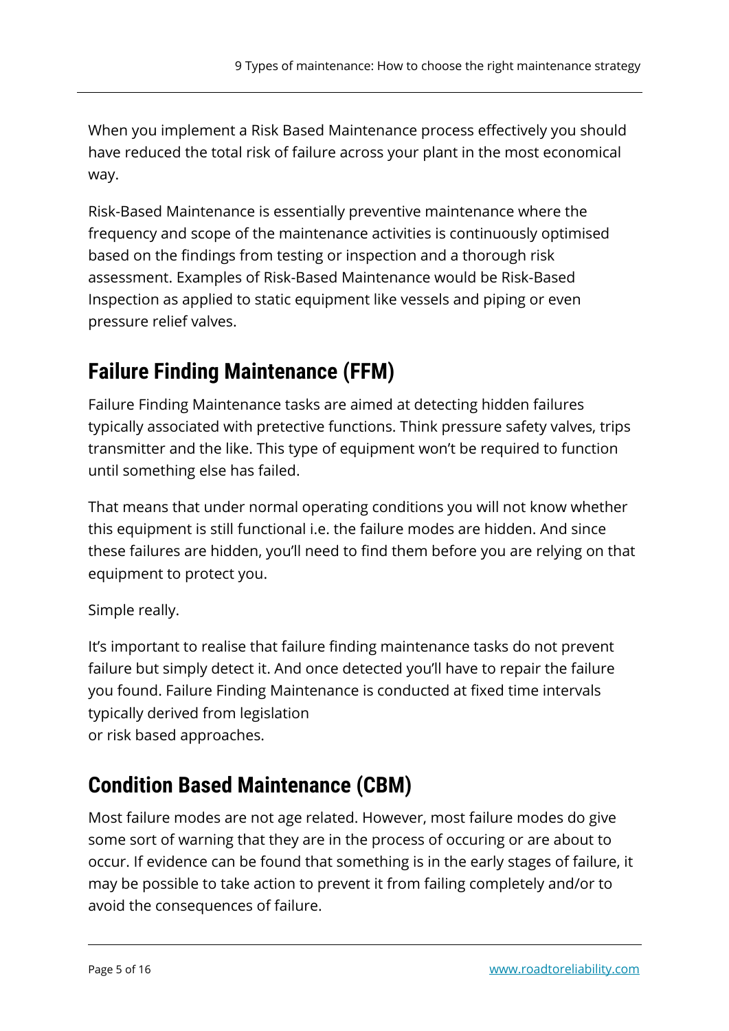When you implement a Risk Based Maintenance process effectively you should have reduced the total risk of failure across your plant in the most economical way.

Risk-Based Maintenance is essentially preventive maintenance where the frequency and scope of the maintenance activities is continuously optimised based on the findings from testing or inspection and a thorough risk assessment. Examples of Risk-Based Maintenance would be Risk-Based Inspection as applied to static equipment like vessels and piping or even pressure relief valves.

## Failure Finding Maintenance (FFM)

Failure Finding Maintenance tasks are aimed at detecting hidden failures typically associated with pretective functions. Think pressure safety valves, trips transmitter and the like. This type of equipment won't be required to function until something else has failed.

That means that under normal operating conditions you will not know whether this equipment is still functional i.e. the failure modes are hidden. And since these failures are hidden, you'll need to find them before you are relying on that equipment to protect you.

Simple really.

It's important to realise that failure finding maintenance tasks do not prevent failure but simply detect it. And once detected you'll have to repair the failure you found. Failure Finding Maintenance is conducted at fixed time intervals typically derived from legislation
or risk based approaches.

## Condition Based Maintenance (CBM)

Most failure modes are not age related. However, most failure modes do give some sort of warning that they are in the process of occuring or are about to occur. If evidence can be found that something is in the early stages of failure, it may be possible to take action to prevent it from failing completely and/or to avoid the consequences of failure.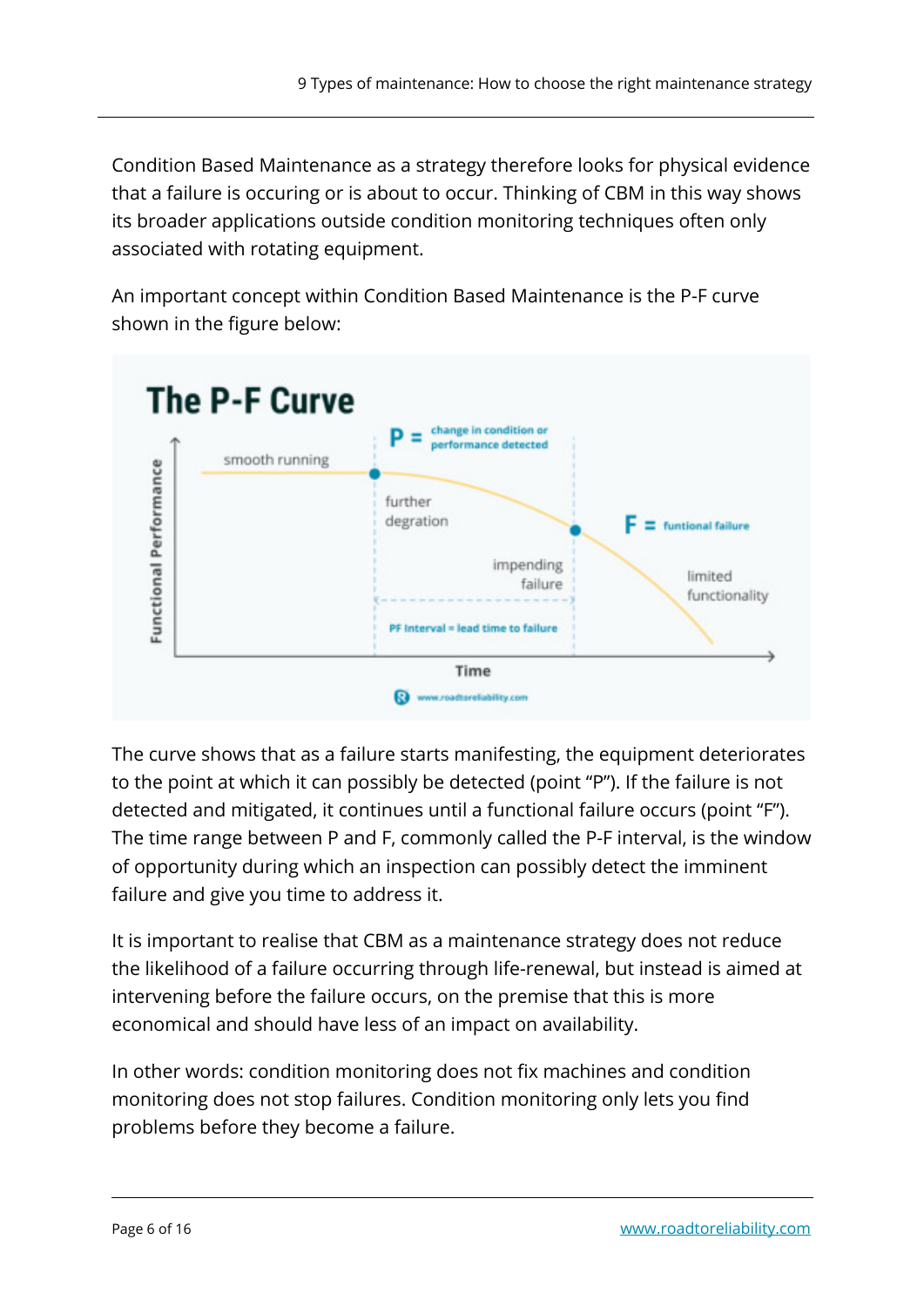Condition Based Maintenance as a strategy therefore looks for physical evidence that a failure is occuring or is about to occur. Thinking of CBM in this way shows its broader applications outside condition monitoring techniques often only associated with rotating equipment.

An important concept within Condition Based Maintenance is the P-F curve shown in the figure below:

The curve shows that as a failure starts manifesting, the equipment deteriorates to the point at which it can possibly be detected (point "P"). If the failure is not detected and mitigated, it continues until a functional failure occurs (point "F"). The time range between P and F, commonly called the P-F interval, is the window of opportunity during which an inspection can possibly detect the imminent failure and give you time to address it.

It is important to realise that CBM as a maintenance strategy does not reduce the likelihood of a failure occurring through life-renewal, but instead is aimed at intervening before the failure occurs, on the premise that this is more economical and should have less of an impact on availability.

In other words: condition monitoring does not fix machines and condition monitoring does not stop failures. Condition monitoring only lets you find problems before they become a failure.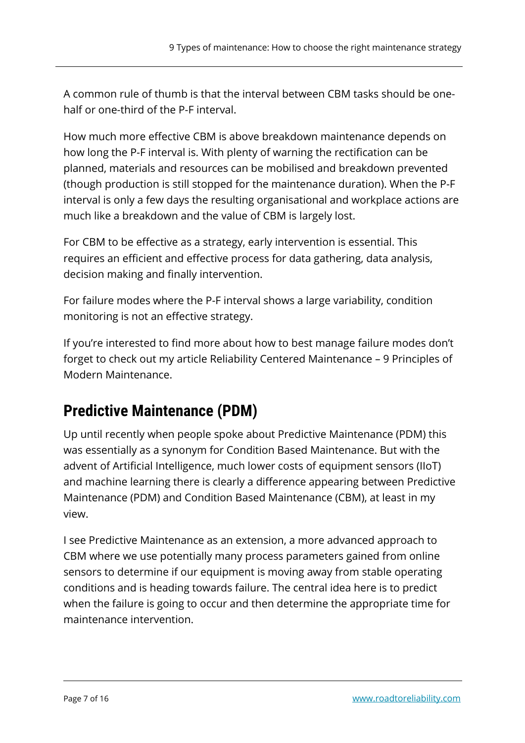A common rule of thumb is that the interval between CBM tasks should be one-half or one-third of the P-F interval.

How much more effective CBM is above breakdown maintenance depends on how long the P-F interval is. With plenty of warning the rectification can be planned, materials and resources can be mobilised and breakdown prevented (though production is still stopped for the maintenance duration). When the P-F interval is only a few days the resulting organisational and workplace actions are much like a breakdown and the value of CBM is largely lost.

For CBM to be effective as a strategy, early intervention is essential. This requires an efficient and effective process for data gathering, data analysis, decision making and finally intervention.

For failure modes where the P-F interval shows a large variability, condition monitoring is not an effective strategy.

If you're interested to find more about how to best manage failure modes don't forget to check out my article Reliability Centered Maintenance – 9 Principles of Modern Maintenance.

## Predictive Maintenance (PDM)

Up until recently when people spoke about Predictive Maintenance (PDM) this was essentially as a synonym for Condition Based Maintenance. But with the advent of Artificial Intelligence, much lower costs of equipment sensors (IIoT) and machine learning there is clearly a difference appearing between Predictive Maintenance (PDM) and Condition Based Maintenance (CBM), at least in my view.

I see Predictive Maintenance as an extension, a more advanced approach to CBM where we use potentially many process parameters gained from online sensors to determine if our equipment is moving away from stable operating conditions and is heading towards failure. The central idea here is to predict when the failure is going to occur and then determine the appropriate time for maintenance intervention.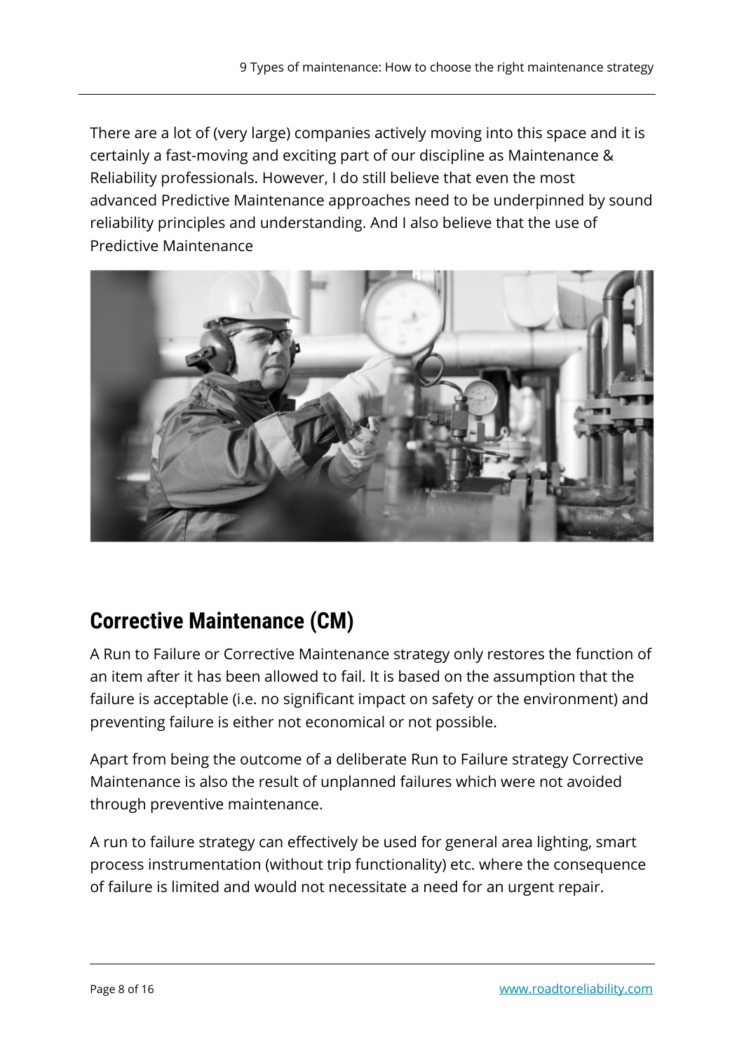There are a lot of (very large) companies actively moving into this space and it is certainly a fast-moving and exciting part of our discipline as Maintenance & Reliability professionals. However, I do still believe that even the most advanced Predictive Maintenance approaches need to be underpinned by sound reliability principles and understanding. And I also believe that the use of Predictive Maintenance

## Corrective Maintenance (CM)

A Run to Failure or Corrective Maintenance strategy only restores the function of an item after it has been allowed to fail. It is based on the assumption that the failure is acceptable (i.e. no significant impact on safety or the environment) and preventing failure is either not economical or not possible.

Apart from being the outcome of a deliberate Run to Failure strategy Corrective Maintenance is also the result of unplanned failures which were not avoided through preventive maintenance.

A run to failure strategy can effectively be used for general area lighting, smart process instrumentation (without trip functionality) etc. where the consequence of failure is limited and would not necessitate a need for an urgent repair.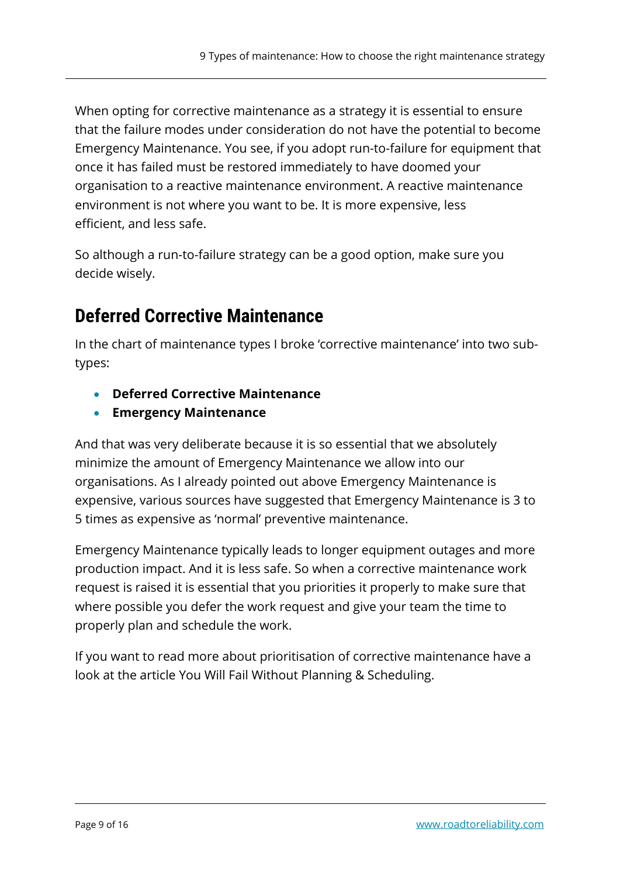When opting for corrective maintenance as a strategy it is essential to ensure that the failure modes under consideration do not have the potential to become Emergency Maintenance. You see, if you adopt run-to-failure for equipment that once it has failed must be restored immediately to have doomed your organisation to a reactive maintenance environment. A reactive maintenance environment is not where you want to be. It is more expensive, less efficient, and less safe.

So although a run-to-failure strategy can be a good option, make sure you decide wisely.

## Deferred Corrective Maintenance

In the chart of maintenance types I broke 'corrective maintenance' into two sub-types:

- **Deferred Corrective Maintenance**
- **Emergency Maintenance**

And that was very deliberate because it is so essential that we absolutely minimize the amount of Emergency Maintenance we allow into our organisations. As I already pointed out above Emergency Maintenance is expensive, various sources have suggested that Emergency Maintenance is 3 to 5 times as expensive as 'normal' preventive maintenance.

Emergency Maintenance typically leads to longer equipment outages and more production impact. And it is less safe. So when a corrective maintenance work request is raised it is essential that you priorities it properly to make sure that where possible you defer the work request and give your team the time to properly plan and schedule the work.

If you want to read more about prioritisation of corrective maintenance have a look at the article You Will Fail Without Planning & Scheduling.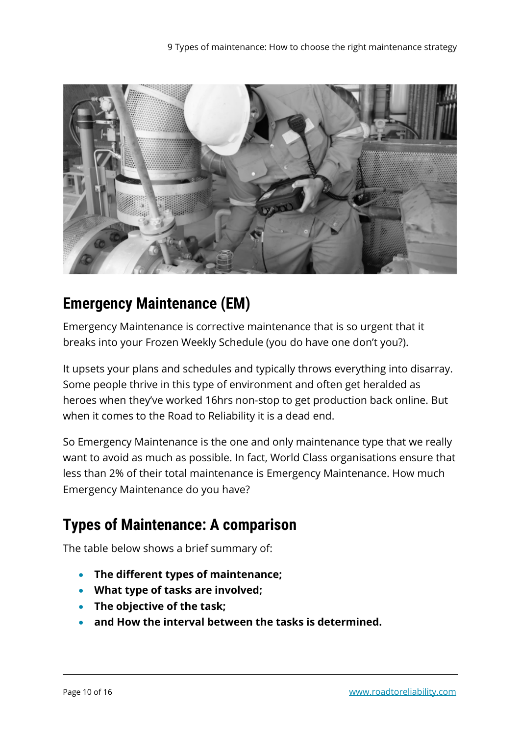## Emergency Maintenance (EM)

Emergency Maintenance is corrective maintenance that is so urgent that it breaks into your Frozen Weekly Schedule (you do have one don't you?).

It upsets your plans and schedules and typically throws everything into disarray. Some people thrive in this type of environment and often get heralded as heroes when they've worked 16hrs non-stop to get production back online. But when it comes to the Road to Reliability it is a dead end.

So Emergency Maintenance is the one and only maintenance type that we really want to avoid as much as possible. In fact, World Class organisations ensure that less than 2% of their total maintenance is Emergency Maintenance. How much Emergency Maintenance do you have?

## Types of Maintenance: A comparison

The table below shows a brief summary of:

- **The different types of maintenance;**
- **What type of tasks are involved;**
- **The objective of the task;**
- **and How the interval between the tasks is determined.**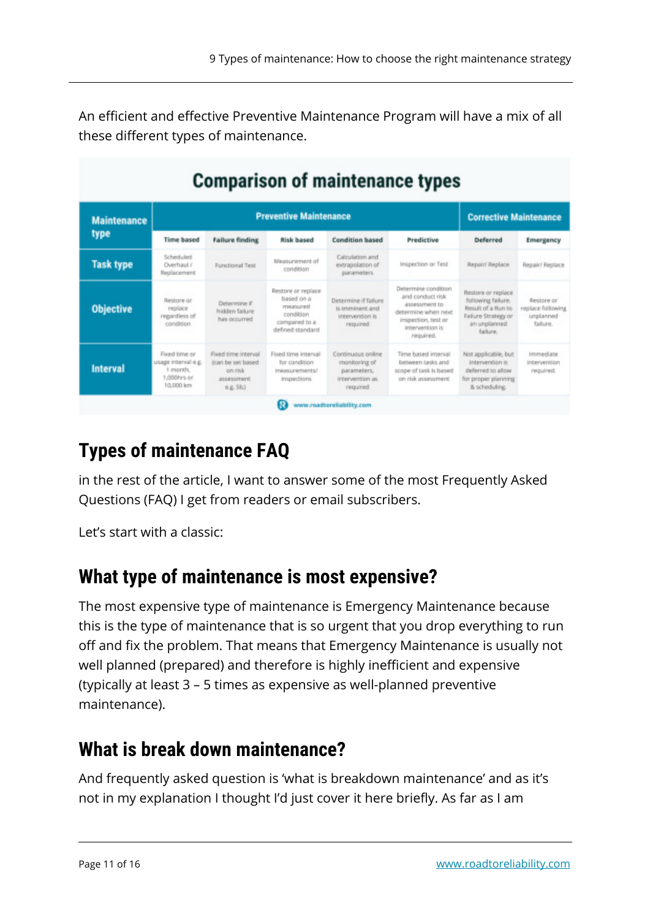An efficient and effective Preventive Maintenance Program will have a mix of all these different types of maintenance.

**Comparison of maintenance types**

| Maintenance type | Preventive Maintenance | | | | | Corrective Maintenance | |
|---|---|---|---|---|---|---|---|
| | Time based | Failure finding | Risk based | Condition based | Predictive | Deferred | Emergency |
| Task type | Scheduled Overhaul / Replacement | Functional Test | Measurement of condition | Calculation and extrapolation of parameters | Inspection or Test | Repair/ Replace | Repair/ Replace |
| Objective | Restore or replace regardless of condition | Determine if hidden failure has occurred | Restore or replace based on a measured condition compared to a defined standard | Determine if failure is imminent and intervention is required | Determine condition and conduct risk assessment to determine when next inspection, test or intervention is required. | Restore or replace following failure. Result of a Run to Failure Strategy or an unplanned failure. | Restore or replace following unplanned failure. |
| Interval | Fixed time or usage interval e.g. 1 month, 1,000hrs or 10,000 km | Fixed time interval (can be set based on risk assessment e.g. SIL) | Fixed time interval for condition measurements/ inspections | Continuous online monitoring of parameters, intervention as required | Time based interval between tasks and scope of task is based on risk assessment | Not applicable, but intervention is deferred to allow for proper planning & scheduling. | Immediate intervention required. |

www.roadtoreliability.com

## Types of maintenance FAQ

in the rest of the article, I want to answer some of the most Frequently Asked Questions (FAQ) I get from readers or email subscribers.

Let's start with a classic:

## What type of maintenance is most expensive?

The most expensive type of maintenance is Emergency Maintenance because this is the type of maintenance that is so urgent that you drop everything to run off and fix the problem. That means that Emergency Maintenance is usually not well planned (prepared) and therefore is highly inefficient and expensive (typically at least 3 – 5 times as expensive as well-planned preventive maintenance).

## What is break down maintenance?

And frequently asked question is 'what is breakdown maintenance' and as it's not in my explanation I thought I'd just cover it here briefly. As far as I am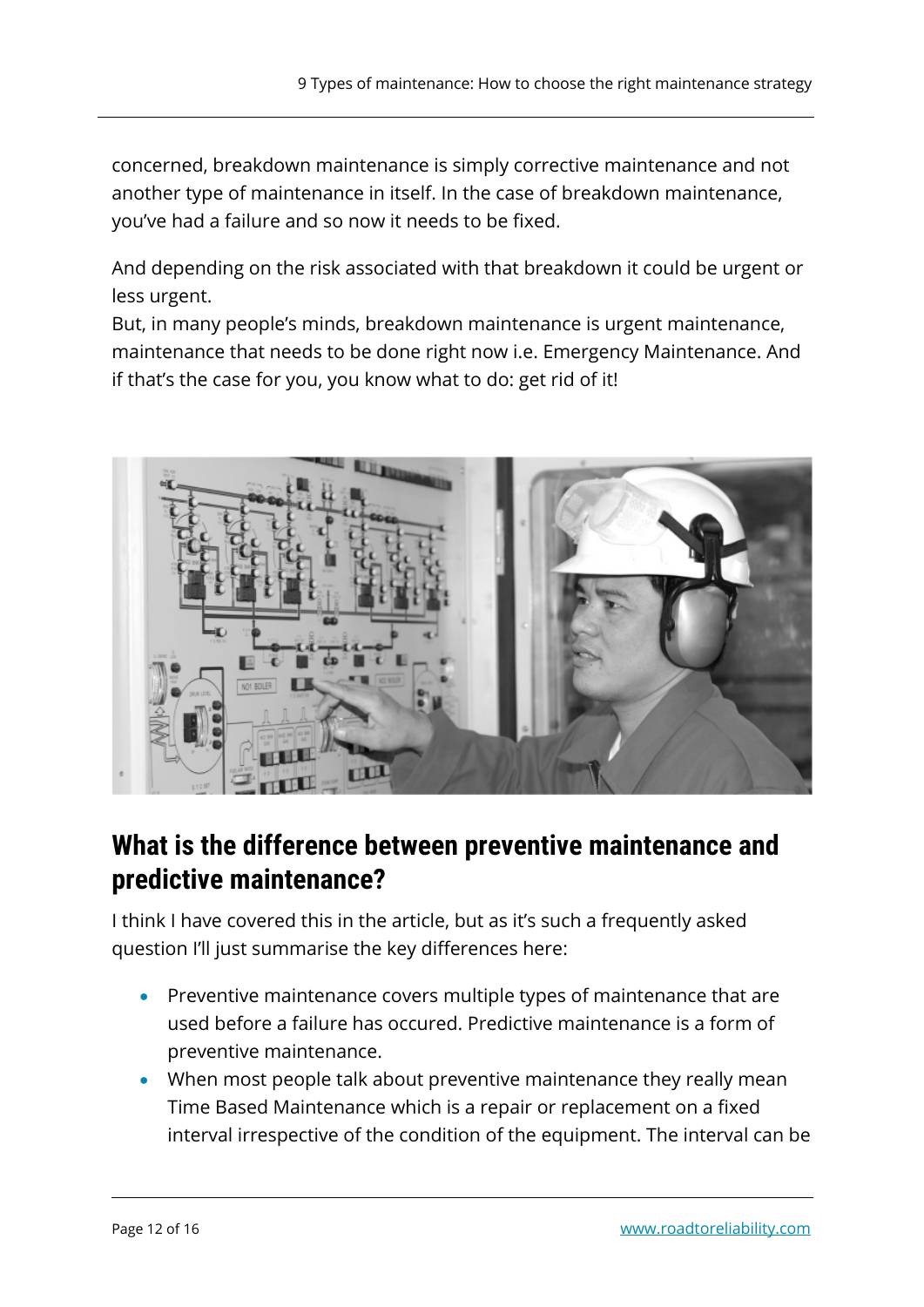concerned, breakdown maintenance is simply corrective maintenance and not another type of maintenance in itself. In the case of breakdown maintenance, you've had a failure and so now it needs to be fixed.

And depending on the risk associated with that breakdown it could be urgent or less urgent.
But, in many people's minds, breakdown maintenance is urgent maintenance, maintenance that needs to be done right now i.e. Emergency Maintenance. And if that's the case for you, you know what to do: get rid of it!

## What is the difference between preventive maintenance and predictive maintenance?

I think I have covered this in the article, but as it's such a frequently asked question I'll just summarise the key differences here:

- Preventive maintenance covers multiple types of maintenance that are used before a failure has occured. Predictive maintenance is a form of preventive maintenance.
- When most people talk about preventive maintenance they really mean Time Based Maintenance which is a repair or replacement on a fixed interval irrespective of the condition of the equipment. The interval can be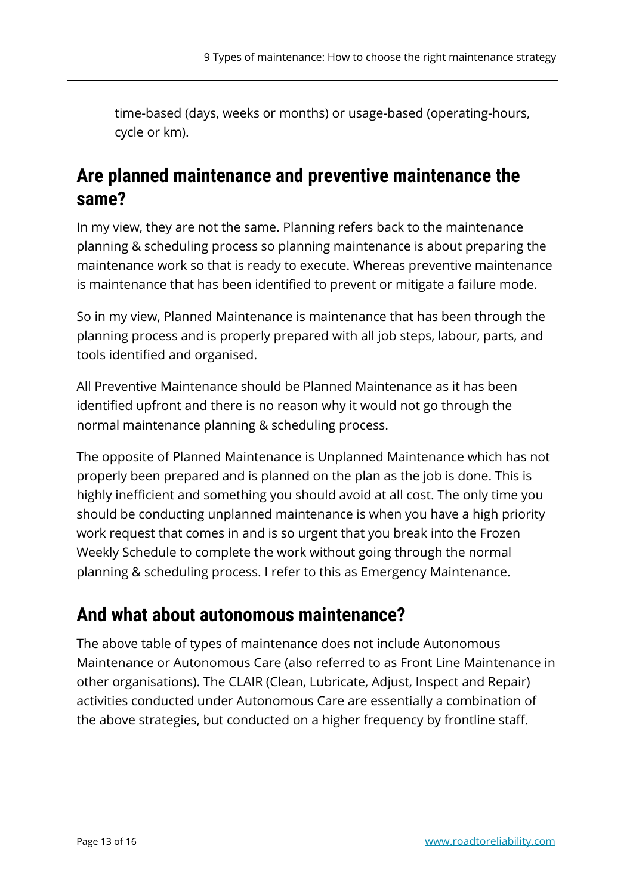time-based (days, weeks or months) or usage-based (operating-hours, cycle or km).

## Are planned maintenance and preventive maintenance the same?

In my view, they are not the same. Planning refers back to the maintenance planning & scheduling process so planning maintenance is about preparing the maintenance work so that is ready to execute. Whereas preventive maintenance is maintenance that has been identified to prevent or mitigate a failure mode.

So in my view, Planned Maintenance is maintenance that has been through the planning process and is properly prepared with all job steps, labour, parts, and tools identified and organised.

All Preventive Maintenance should be Planned Maintenance as it has been identified upfront and there is no reason why it would not go through the normal maintenance planning & scheduling process.

The opposite of Planned Maintenance is Unplanned Maintenance which has not properly been prepared and is planned on the plan as the job is done. This is highly inefficient and something you should avoid at all cost. The only time you should be conducting unplanned maintenance is when you have a high priority work request that comes in and is so urgent that you break into the Frozen Weekly Schedule to complete the work without going through the normal planning & scheduling process. I refer to this as Emergency Maintenance.

## And what about autonomous maintenance?

The above table of types of maintenance does not include Autonomous Maintenance or Autonomous Care (also referred to as Front Line Maintenance in other organisations). The CLAIR (Clean, Lubricate, Adjust, Inspect and Repair) activities conducted under Autonomous Care are essentially a combination of the above strategies, but conducted on a higher frequency by frontline staff.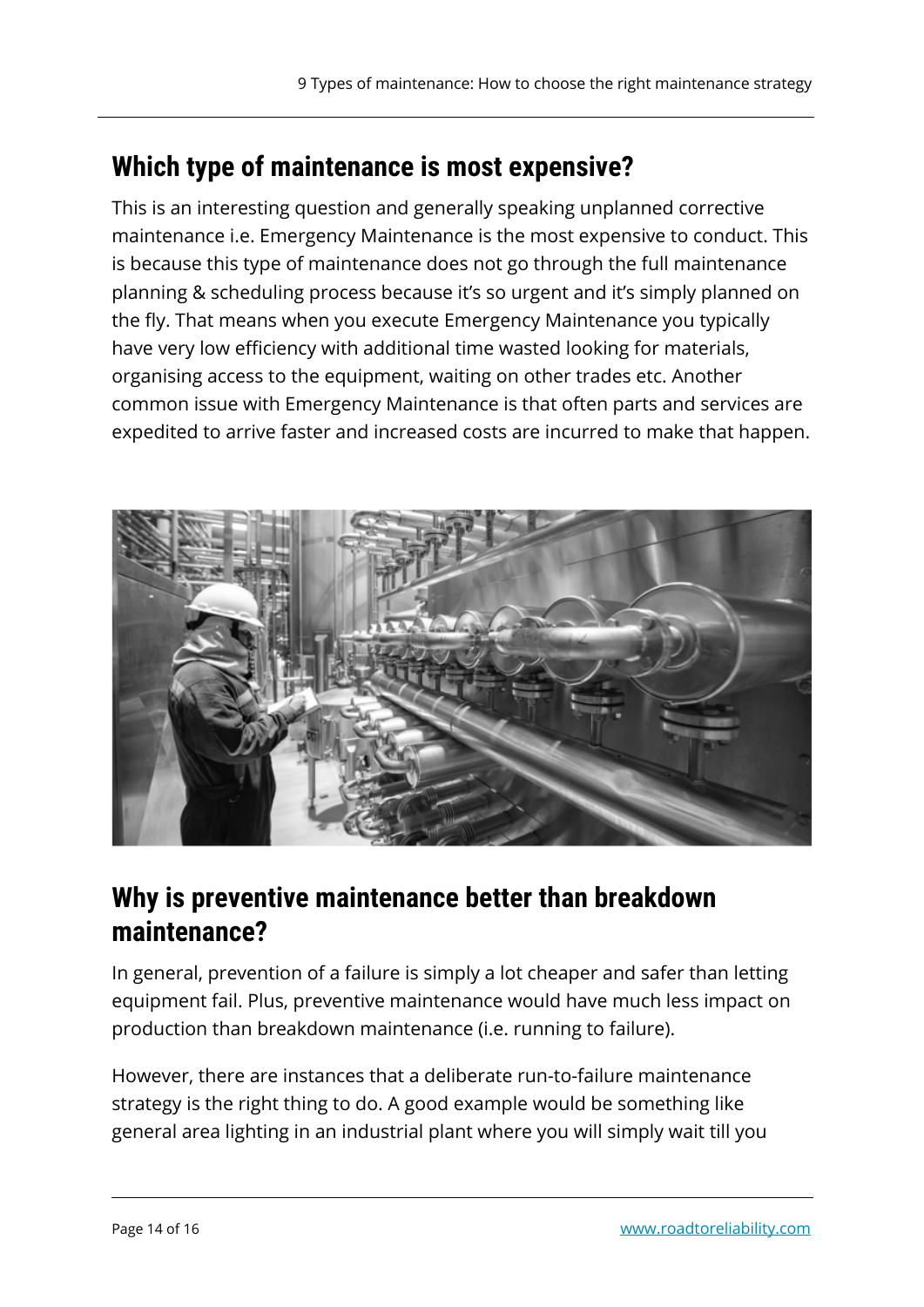## Which type of maintenance is most expensive?

This is an interesting question and generally speaking unplanned corrective maintenance i.e. Emergency Maintenance is the most expensive to conduct. This is because this type of maintenance does not go through the full maintenance planning & scheduling process because it's so urgent and it's simply planned on the fly. That means when you execute Emergency Maintenance you typically have very low efficiency with additional time wasted looking for materials, organising access to the equipment, waiting on other trades etc. Another common issue with Emergency Maintenance is that often parts and services are expedited to arrive faster and increased costs are incurred to make that happen.

## Why is preventive maintenance better than breakdown maintenance?

In general, prevention of a failure is simply a lot cheaper and safer than letting equipment fail. Plus, preventive maintenance would have much less impact on production than breakdown maintenance (i.e. running to failure).

However, there are instances that a deliberate run-to-failure maintenance strategy is the right thing to do. A good example would be something like general area lighting in an industrial plant where you will simply wait till you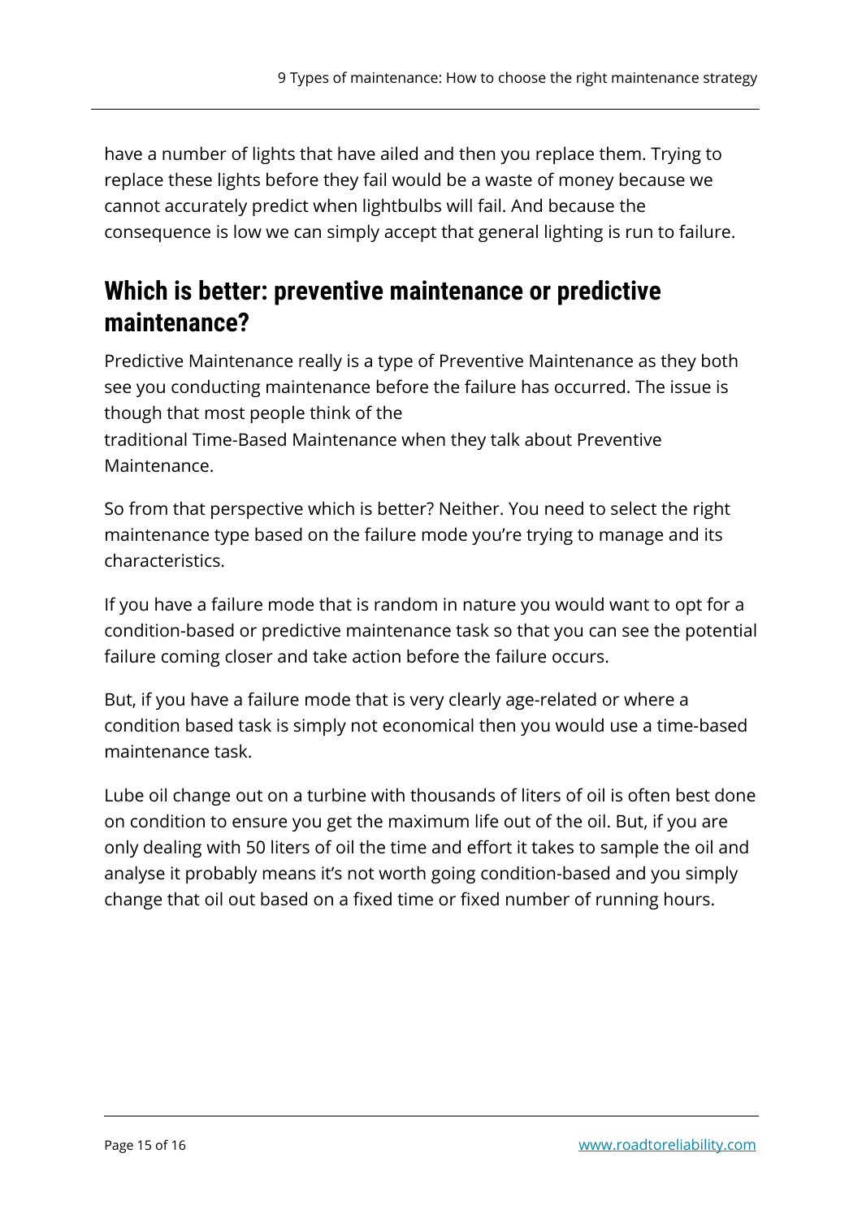have a number of lights that have ailed and then you replace them. Trying to replace these lights before they fail would be a waste of money because we cannot accurately predict when lightbulbs will fail. And because the consequence is low we can simply accept that general lighting is run to failure.

## Which is better: preventive maintenance or predictive maintenance?

Predictive Maintenance really is a type of Preventive Maintenance as they both see you conducting maintenance before the failure has occurred. The issue is though that most people think of the traditional Time-Based Maintenance when they talk about Preventive Maintenance.

So from that perspective which is better? Neither. You need to select the right maintenance type based on the failure mode you're trying to manage and its characteristics.

If you have a failure mode that is random in nature you would want to opt for a condition-based or predictive maintenance task so that you can see the potential failure coming closer and take action before the failure occurs.

But, if you have a failure mode that is very clearly age-related or where a condition based task is simply not economical then you would use a time-based maintenance task.

Lube oil change out on a turbine with thousands of liters of oil is often best done on condition to ensure you get the maximum life out of the oil. But, if you are only dealing with 50 liters of oil the time and effort it takes to sample the oil and analyse it probably means it's not worth going condition-based and you simply change that oil out based on a fixed time or fixed number of running hours.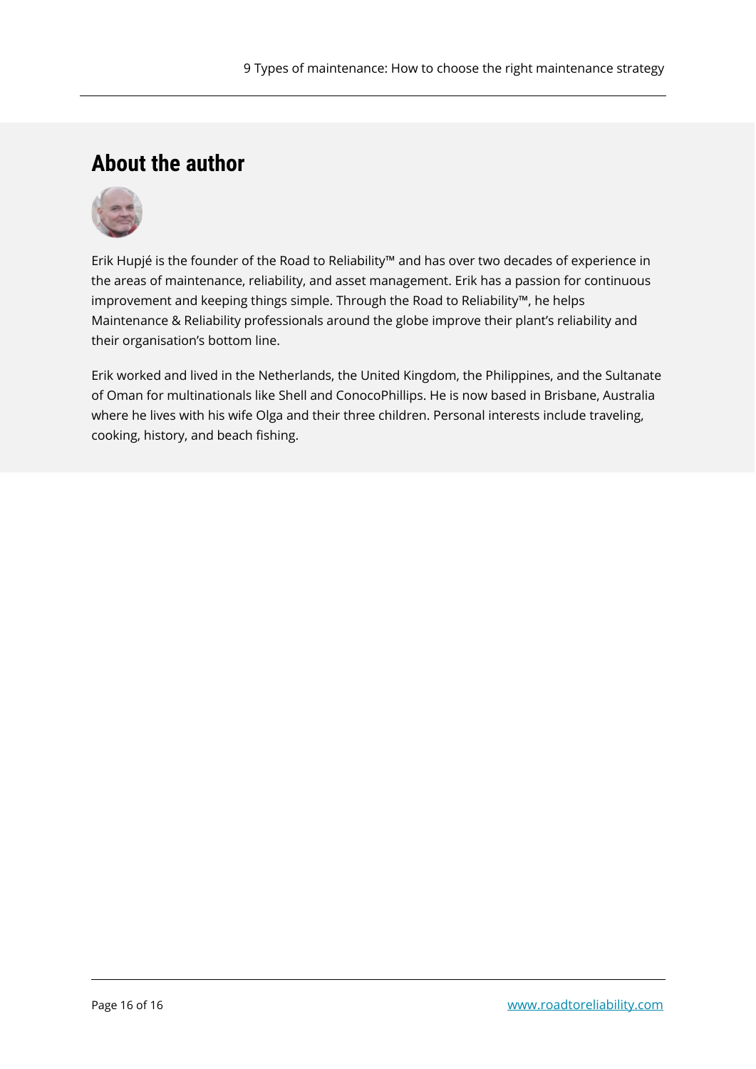## About the author

Erik Hupjé is the founder of the Road to Reliability™ and has over two decades of experience in the areas of maintenance, reliability, and asset management. Erik has a passion for continuous improvement and keeping things simple. Through the Road to Reliability™, he helps Maintenance & Reliability professionals around the globe improve their plant's reliability and their organisation's bottom line.

Erik worked and lived in the Netherlands, the United Kingdom, the Philippines, and the Sultanate of Oman for multinationals like Shell and ConocoPhillips. He is now based in Brisbane, Australia where he lives with his wife Olga and their three children. Personal interests include traveling, cooking, history, and beach fishing.